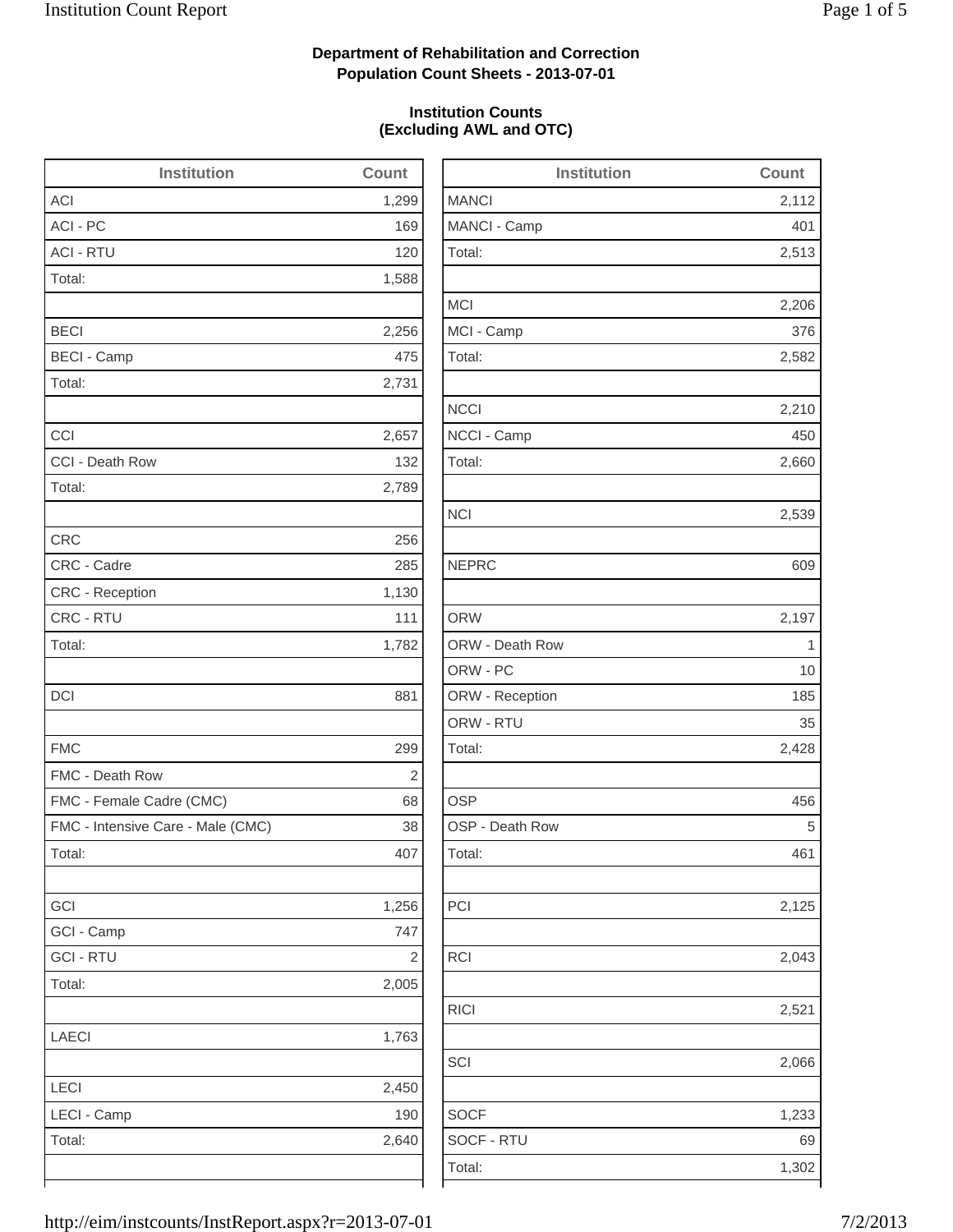**Department of Rehabilitation and Correction**
**Population Count Sheets - 2013-07-01**

**Institution Counts**
**(Excluding AWL and OTC)**

| Institution | Count |
|---|---|
| ACI | 1,299 |
| ACI - PC | 169 |
| ACI - RTU | 120 |
| Total: | 1,588 |
| | |
| BECI | 2,256 |
| BECI - Camp | 475 |
| Total: | 2,731 |
| | |
| CCI | 2,657 |
| CCI - Death Row | 132 |
| Total: | 2,789 |
| | |
| CRC | 256 |
| CRC - Cadre | 285 |
| CRC - Reception | 1,130 |
| CRC - RTU | 111 |
| Total: | 1,782 |
| | |
| DCI | 881 |
| | |
| FMC | 299 |
| FMC - Death Row | 2 |
| FMC - Female Cadre (CMC) | 68 |
| FMC - Intensive Care - Male (CMC) | 38 |
| Total: | 407 |
| | |
| GCI | 1,256 |
| GCI - Camp | 747 |
| GCI - RTU | 2 |
| Total: | 2,005 |
| | |
| LAECI | 1,763 |
| | |
| LECI | 2,450 |
| LECI - Camp | 190 |
| Total: | 2,640 |
| | |

| Institution | Count |
|---|---|
| MANCI | 2,112 |
| MANCI - Camp | 401 |
| Total: | 2,513 |
| | |
| MCI | 2,206 |
| MCI - Camp | 376 |
| Total: | 2,582 |
| | |
| NCCI | 2,210 |
| NCCI - Camp | 450 |
| Total: | 2,660 |
| | |
| NCI | 2,539 |
| | |
| NEPRC | 609 |
| | |
| ORW | 2,197 |
| ORW - Death Row | 1 |
| ORW - PC | 10 |
| ORW - Reception | 185 |
| ORW - RTU | 35 |
| Total: | 2,428 |
| | |
| OSP | 456 |
| OSP - Death Row | 5 |
| Total: | 461 |
| | |
| PCI | 2,125 |
| | |
| RCI | 2,043 |
| | |
| RICI | 2,521 |
| | |
| SCI | 2,066 |
| | |
| SOCF | 1,233 |
| SOCF - RTU | 69 |
| Total: | 1,302 |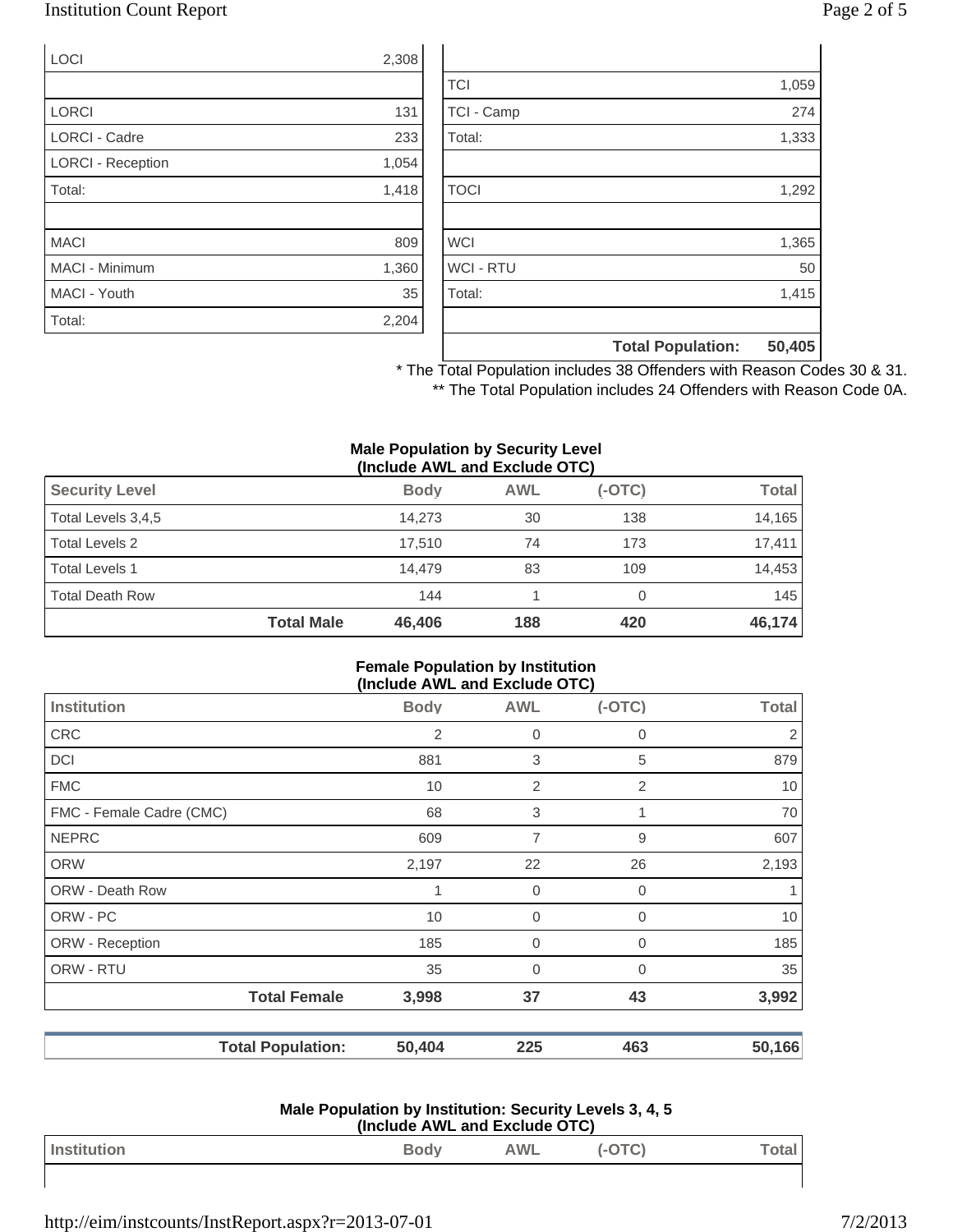| | |
|---|---|
| LOCI | 2,308 |
| | |
| LORCI | 131 |
| LORCI - Cadre | 233 |
| LORCI - Reception | 1,054 |
| Total: | 1,418 |
| | |
| MACI | 809 |
| MACI - Minimum | 1,360 |
| MACI - Youth | 35 |
| Total: | 2,204 |

| | |
|---|---|
| TCI | 1,059 |
| TCI - Camp | 274 |
| Total: | 1,333 |
| | |
| TOCI | 1,292 |
| | |
| WCI | 1,365 |
| WCI - RTU | 50 |
| Total: | 1,415 |
| | |
| **Total Population:** | **50,405** |

\* The Total Population includes 38 Offenders with Reason Codes 30 & 31.

\*\* The Total Population includes 24 Offenders with Reason Code 0A.

**Male Population by Security Level (Include AWL and Exclude OTC)**

| Security Level | Body | AWL | (-OTC) | Total |
|---|---|---|---|---|
| Total Levels 3,4,5 | 14,273 | 30 | 138 | 14,165 |
| Total Levels 2 | 17,510 | 74 | 173 | 17,411 |
| Total Levels 1 | 14,479 | 83 | 109 | 14,453 |
| Total Death Row | 144 | 1 | 0 | 145 |
| **Total Male** | **46,406** | **188** | **420** | **46,174** |

**Female Population by Institution (Include AWL and Exclude OTC)**

| Institution | Body | AWL | (-OTC) | Total |
|---|---|---|---|---|
| CRC | 2 | 0 | 0 | 2 |
| DCI | 881 | 3 | 5 | 879 |
| FMC | 10 | 2 | 2 | 10 |
| FMC - Female Cadre (CMC) | 68 | 3 | 1 | 70 |
| NEPRC | 609 | 7 | 9 | 607 |
| ORW | 2,197 | 22 | 26 | 2,193 |
| ORW - Death Row | 1 | 0 | 0 | 1 |
| ORW - PC | 10 | 0 | 0 | 10 |
| ORW - Reception | 185 | 0 | 0 | 185 |
| ORW - RTU | 35 | 0 | 0 | 35 |
| **Total Female** | **3,998** | **37** | **43** | **3,992** |

| | | | | |
|---|---|---|---|---|
| **Total Population:** | **50,404** | **225** | **463** | **50,166** |

**Male Population by Institution: Security Levels 3, 4, 5 (Include AWL and Exclude OTC)**

| Institution | Body | AWL | (-OTC) | Total |
|---|---|---|---|---|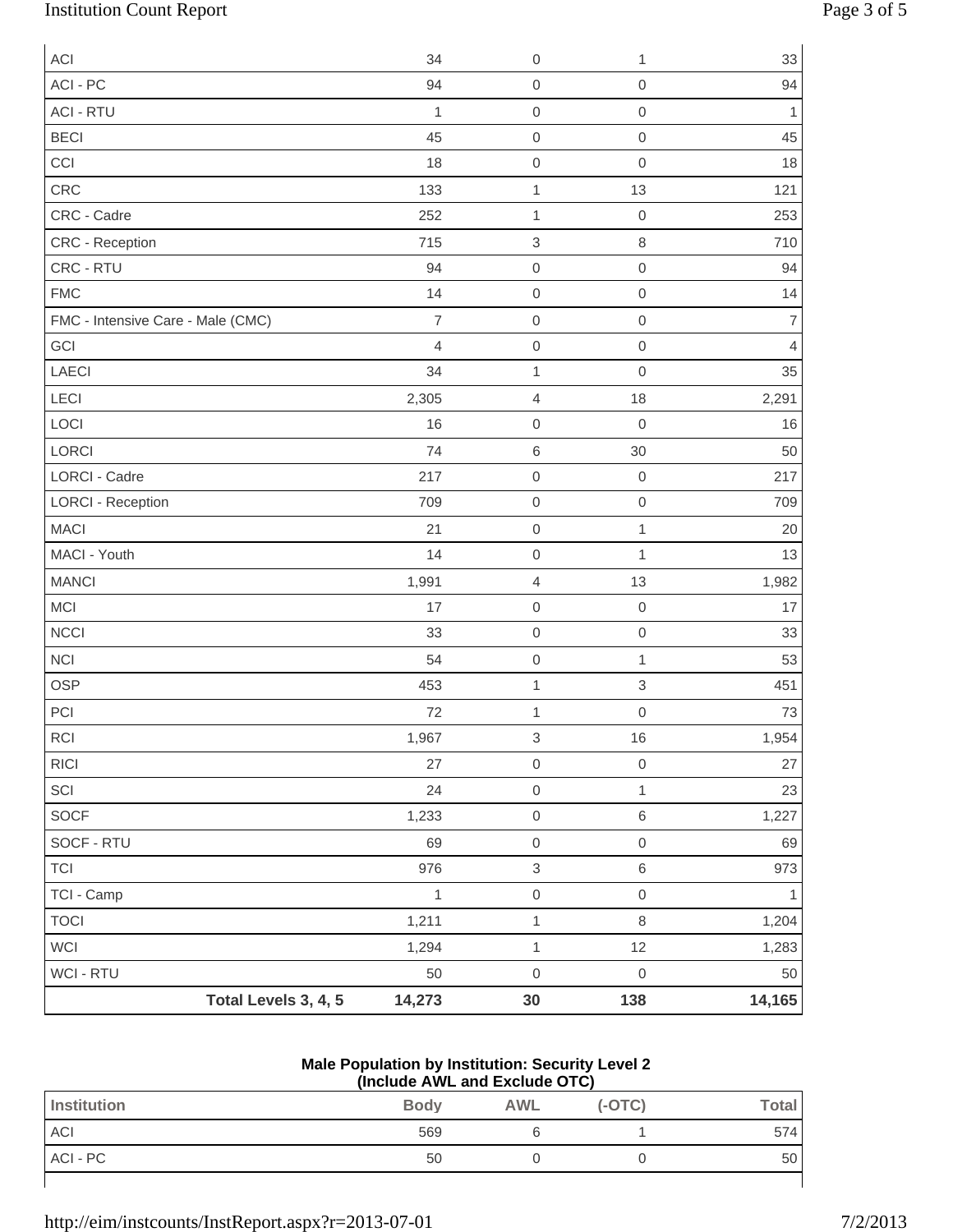| | | | | |
|---|---|---|---|---|
| ACI | 34 | 0 | 1 | 33 |
| ACI - PC | 94 | 0 | 0 | 94 |
| ACI - RTU | 1 | 0 | 0 | 1 |
| BECI | 45 | 0 | 0 | 45 |
| CCI | 18 | 0 | 0 | 18 |
| CRC | 133 | 1 | 13 | 121 |
| CRC - Cadre | 252 | 1 | 0 | 253 |
| CRC - Reception | 715 | 3 | 8 | 710 |
| CRC - RTU | 94 | 0 | 0 | 94 |
| FMC | 14 | 0 | 0 | 14 |
| FMC - Intensive Care - Male (CMC) | 7 | 0 | 0 | 7 |
| GCI | 4 | 0 | 0 | 4 |
| LAECI | 34 | 1 | 0 | 35 |
| LECI | 2,305 | 4 | 18 | 2,291 |
| LOCI | 16 | 0 | 0 | 16 |
| LORCI | 74 | 6 | 30 | 50 |
| LORCI - Cadre | 217 | 0 | 0 | 217 |
| LORCI - Reception | 709 | 0 | 0 | 709 |
| MACI | 21 | 0 | 1 | 20 |
| MACI - Youth | 14 | 0 | 1 | 13 |
| MANCI | 1,991 | 4 | 13 | 1,982 |
| MCI | 17 | 0 | 0 | 17 |
| NCCI | 33 | 0 | 0 | 33 |
| NCI | 54 | 0 | 1 | 53 |
| OSP | 453 | 1 | 3 | 451 |
| PCI | 72 | 1 | 0 | 73 |
| RCI | 1,967 | 3 | 16 | 1,954 |
| RICI | 27 | 0 | 0 | 27 |
| SCI | 24 | 0 | 1 | 23 |
| SOCF | 1,233 | 0 | 6 | 1,227 |
| SOCF - RTU | 69 | 0 | 0 | 69 |
| TCI | 976 | 3 | 6 | 973 |
| TCI - Camp | 1 | 0 | 0 | 1 |
| TOCI | 1,211 | 1 | 8 | 1,204 |
| WCI | 1,294 | 1 | 12 | 1,283 |
| WCI - RTU | 50 | 0 | 0 | 50 |
| **Total Levels 3, 4, 5** | **14,273** | **30** | **138** | **14,165** |

**Male Population by Institution: Security Level 2**
**(Include AWL and Exclude OTC)**

| Institution | Body | AWL | (-OTC) | Total |
|---|---|---|---|---|
| ACI | 569 | 6 | 1 | 574 |
| ACI - PC | 50 | 0 | 0 | 50 |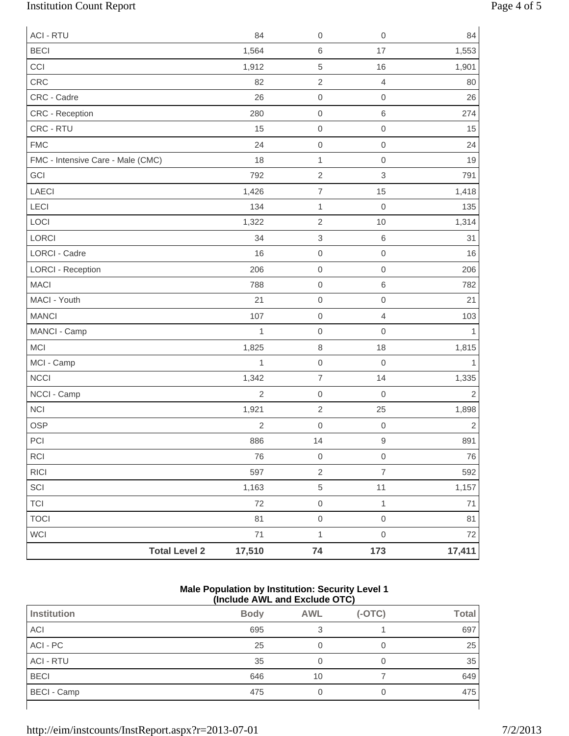| | Body | AWL | (-OTC) | Total |
|---|---|---|---|---|
| ACI - RTU | 84 | 0 | 0 | 84 |
| BECI | 1,564 | 6 | 17 | 1,553 |
| CCI | 1,912 | 5 | 16 | 1,901 |
| CRC | 82 | 2 | 4 | 80 |
| CRC - Cadre | 26 | 0 | 0 | 26 |
| CRC - Reception | 280 | 0 | 6 | 274 |
| CRC - RTU | 15 | 0 | 0 | 15 |
| FMC | 24 | 0 | 0 | 24 |
| FMC - Intensive Care - Male (CMC) | 18 | 1 | 0 | 19 |
| GCI | 792 | 2 | 3 | 791 |
| LAECI | 1,426 | 7 | 15 | 1,418 |
| LECI | 134 | 1 | 0 | 135 |
| LOCI | 1,322 | 2 | 10 | 1,314 |
| LORCI | 34 | 3 | 6 | 31 |
| LORCI - Cadre | 16 | 0 | 0 | 16 |
| LORCI - Reception | 206 | 0 | 0 | 206 |
| MACI | 788 | 0 | 6 | 782 |
| MACI - Youth | 21 | 0 | 0 | 21 |
| MANCI | 107 | 0 | 4 | 103 |
| MANCI - Camp | 1 | 0 | 0 | 1 |
| MCI | 1,825 | 8 | 18 | 1,815 |
| MCI - Camp | 1 | 0 | 0 | 1 |
| NCCI | 1,342 | 7 | 14 | 1,335 |
| NCCI - Camp | 2 | 0 | 0 | 2 |
| NCI | 1,921 | 2 | 25 | 1,898 |
| OSP | 2 | 0 | 0 | 2 |
| PCI | 886 | 14 | 9 | 891 |
| RCI | 76 | 0 | 0 | 76 |
| RICI | 597 | 2 | 7 | 592 |
| SCI | 1,163 | 5 | 11 | 1,157 |
| TCI | 72 | 0 | 1 | 71 |
| TOCI | 81 | 0 | 0 | 81 |
| WCI | 71 | 1 | 0 | 72 |
| **Total Level 2** | **17,510** | **74** | **173** | **17,411** |

**Male Population by Institution: Security Level 1**
**(Include AWL and Exclude OTC)**

| Institution | Body | AWL | (-OTC) | Total |
|---|---|---|---|---|
| ACI | 695 | 3 | 1 | 697 |
| ACI - PC | 25 | 0 | 0 | 25 |
| ACI - RTU | 35 | 0 | 0 | 35 |
| BECI | 646 | 10 | 7 | 649 |
| BECI - Camp | 475 | 0 | 0 | 475 |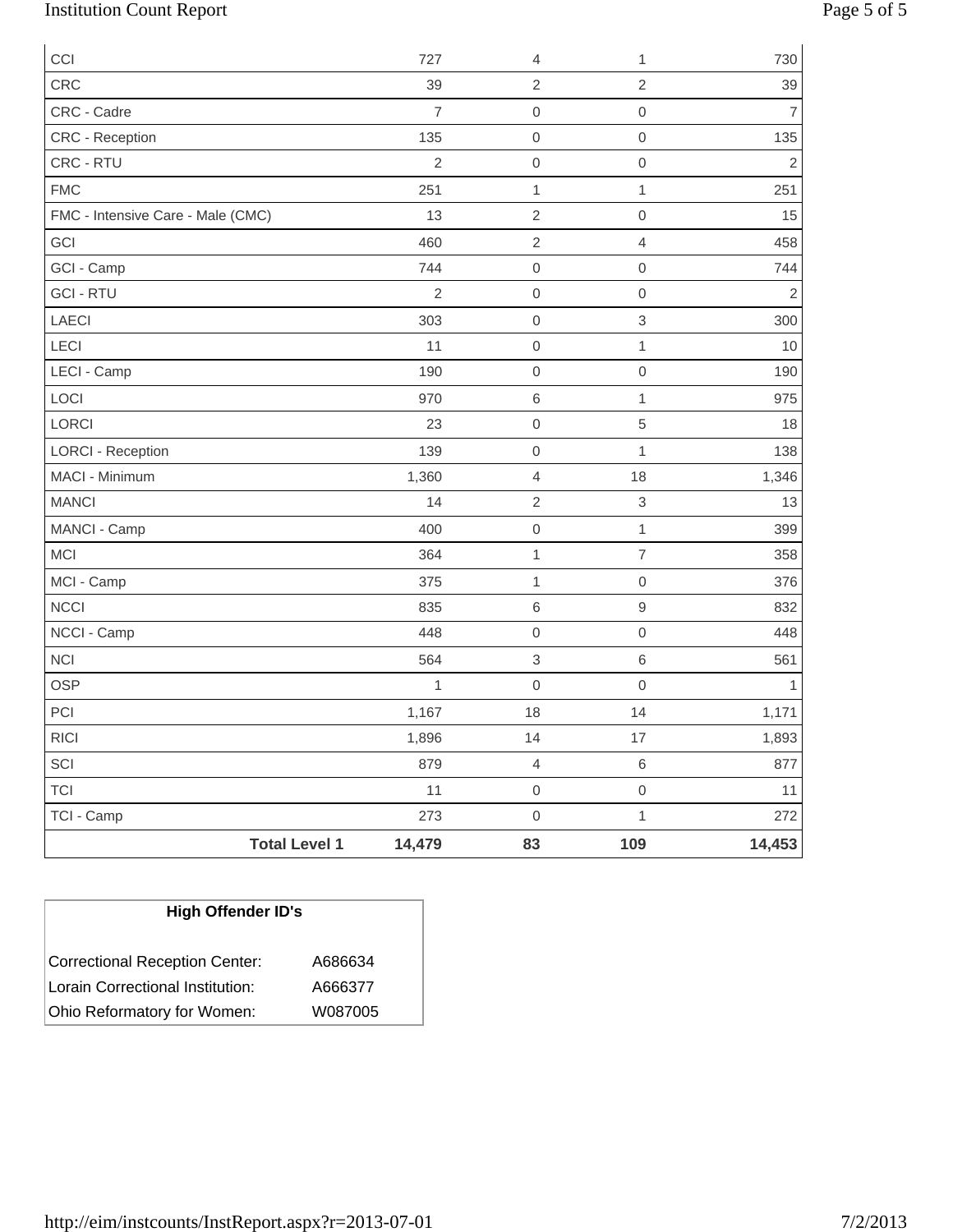| | | | | |
|---|---|---|---|---|
| CCI | 727 | 4 | 1 | 730 |
| CRC | 39 | 2 | 2 | 39 |
| CRC - Cadre | 7 | 0 | 0 | 7 |
| CRC - Reception | 135 | 0 | 0 | 135 |
| CRC - RTU | 2 | 0 | 0 | 2 |
| FMC | 251 | 1 | 1 | 251 |
| FMC - Intensive Care - Male (CMC) | 13 | 2 | 0 | 15 |
| GCI | 460 | 2 | 4 | 458 |
| GCI - Camp | 744 | 0 | 0 | 744 |
| GCI - RTU | 2 | 0 | 0 | 2 |
| LAECI | 303 | 0 | 3 | 300 |
| LECI | 11 | 0 | 1 | 10 |
| LECI - Camp | 190 | 0 | 0 | 190 |
| LOCI | 970 | 6 | 1 | 975 |
| LORCI | 23 | 0 | 5 | 18 |
| LORCI - Reception | 139 | 0 | 1 | 138 |
| MACI - Minimum | 1,360 | 4 | 18 | 1,346 |
| MANCI | 14 | 2 | 3 | 13 |
| MANCI - Camp | 400 | 0 | 1 | 399 |
| MCI | 364 | 1 | 7 | 358 |
| MCI - Camp | 375 | 1 | 0 | 376 |
| NCCI | 835 | 6 | 9 | 832 |
| NCCI - Camp | 448 | 0 | 0 | 448 |
| NCI | 564 | 3 | 6 | 561 |
| OSP | 1 | 0 | 0 | 1 |
| PCI | 1,167 | 18 | 14 | 1,171 |
| RICI | 1,896 | 14 | 17 | 1,893 |
| SCI | 879 | 4 | 6 | 877 |
| TCI | 11 | 0 | 0 | 11 |
| TCI - Camp | 273 | 0 | 1 | 272 |
| **Total Level 1** | **14,479** | **83** | **109** | **14,453** |

| High Offender ID's | |
|---|---|
| Correctional Reception Center: | A686634 |
| Lorain Correctional Institution: | A666377 |
| Ohio Reformatory for Women: | W087005 |